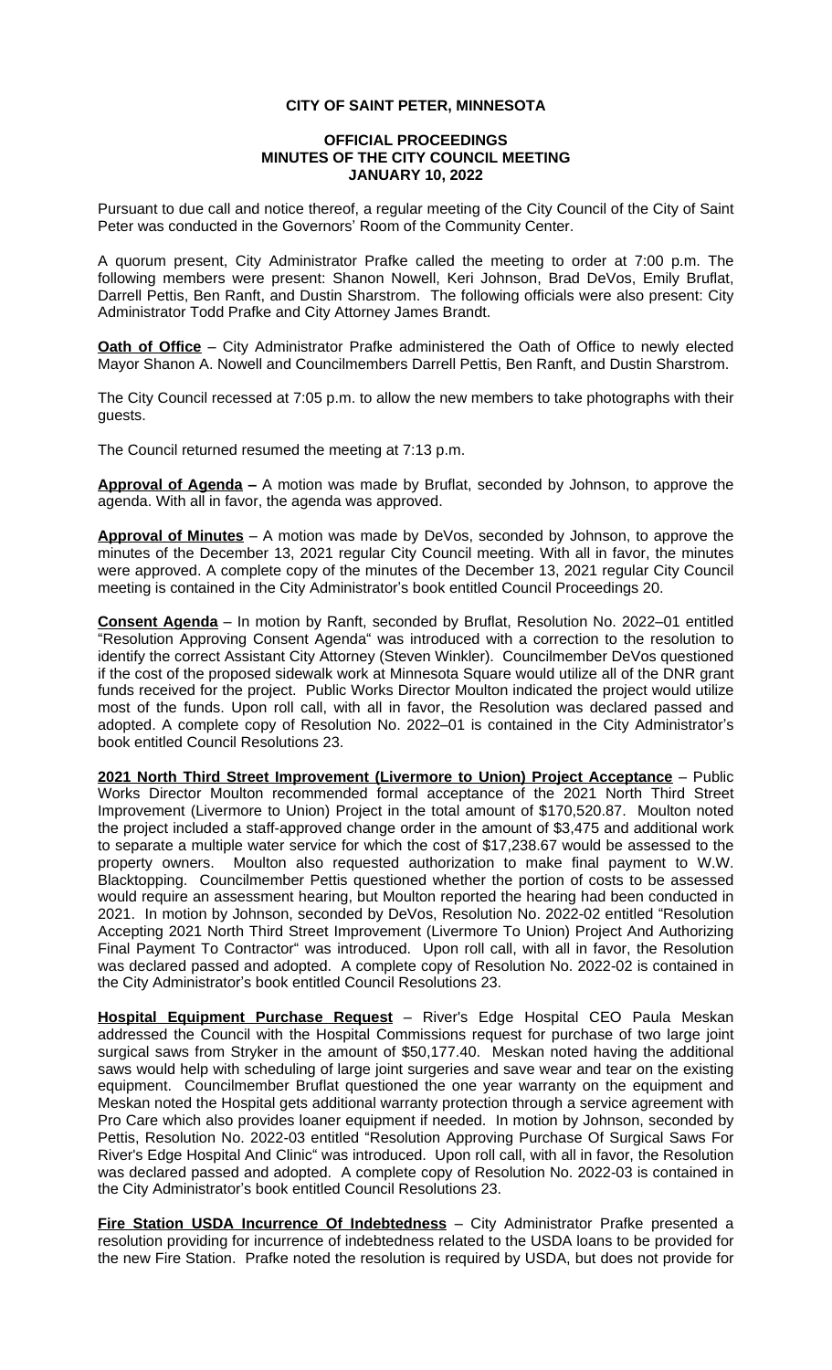**CITY OF SAINT PETER, MINNESOTA**

**OFFICIAL PROCEEDINGS**
**MINUTES OF THE CITY COUNCIL MEETING**
**JANUARY 10, 2022**

Pursuant to due call and notice thereof, a regular meeting of the City Council of the City of Saint Peter was conducted in the Governors' Room of the Community Center.

A quorum present, City Administrator Prafke called the meeting to order at 7:00 p.m. The following members were present: Shanon Nowell, Keri Johnson, Brad DeVos, Emily Bruflat, Darrell Pettis, Ben Ranft, and Dustin Sharstrom. The following officials were also present: City Administrator Todd Prafke and City Attorney James Brandt.

**Oath of Office** – City Administrator Prafke administered the Oath of Office to newly elected Mayor Shanon A. Nowell and Councilmembers Darrell Pettis, Ben Ranft, and Dustin Sharstrom.

The City Council recessed at 7:05 p.m. to allow the new members to take photographs with their guests.

The Council returned resumed the meeting at 7:13 p.m.

**Approval of Agenda –** A motion was made by Bruflat, seconded by Johnson, to approve the agenda. With all in favor, the agenda was approved.

**Approval of Minutes** – A motion was made by DeVos, seconded by Johnson, to approve the minutes of the December 13, 2021 regular City Council meeting. With all in favor, the minutes were approved. A complete copy of the minutes of the December 13, 2021 regular City Council meeting is contained in the City Administrator's book entitled Council Proceedings 20.

**Consent Agenda** – In motion by Ranft, seconded by Bruflat, Resolution No. 2022–01 entitled "Resolution Approving Consent Agenda" was introduced with a correction to the resolution to identify the correct Assistant City Attorney (Steven Winkler). Councilmember DeVos questioned if the cost of the proposed sidewalk work at Minnesota Square would utilize all of the DNR grant funds received for the project. Public Works Director Moulton indicated the project would utilize most of the funds. Upon roll call, with all in favor, the Resolution was declared passed and adopted. A complete copy of Resolution No. 2022–01 is contained in the City Administrator's book entitled Council Resolutions 23.

**2021 North Third Street Improvement (Livermore to Union) Project Acceptance** – Public Works Director Moulton recommended formal acceptance of the 2021 North Third Street Improvement (Livermore to Union) Project in the total amount of $170,520.87. Moulton noted the project included a staff-approved change order in the amount of $3,475 and additional work to separate a multiple water service for which the cost of $17,238.67 would be assessed to the property owners. Moulton also requested authorization to make final payment to W.W. Blacktopping. Councilmember Pettis questioned whether the portion of costs to be assessed would require an assessment hearing, but Moulton reported the hearing had been conducted in 2021. In motion by Johnson, seconded by DeVos, Resolution No. 2022-02 entitled "Resolution Accepting 2021 North Third Street Improvement (Livermore To Union) Project And Authorizing Final Payment To Contractor" was introduced. Upon roll call, with all in favor, the Resolution was declared passed and adopted. A complete copy of Resolution No. 2022-02 is contained in the City Administrator's book entitled Council Resolutions 23.

**Hospital Equipment Purchase Request** – River's Edge Hospital CEO Paula Meskan addressed the Council with the Hospital Commissions request for purchase of two large joint surgical saws from Stryker in the amount of $50,177.40. Meskan noted having the additional saws would help with scheduling of large joint surgeries and save wear and tear on the existing equipment. Councilmember Bruflat questioned the one year warranty on the equipment and Meskan noted the Hospital gets additional warranty protection through a service agreement with Pro Care which also provides loaner equipment if needed. In motion by Johnson, seconded by Pettis, Resolution No. 2022-03 entitled "Resolution Approving Purchase Of Surgical Saws For River's Edge Hospital And Clinic" was introduced. Upon roll call, with all in favor, the Resolution was declared passed and adopted. A complete copy of Resolution No. 2022-03 is contained in the City Administrator's book entitled Council Resolutions 23.

**Fire Station USDA Incurrence Of Indebtedness** – City Administrator Prafke presented a resolution providing for incurrence of indebtedness related to the USDA loans to be provided for the new Fire Station. Prafke noted the resolution is required by USDA, but does not provide for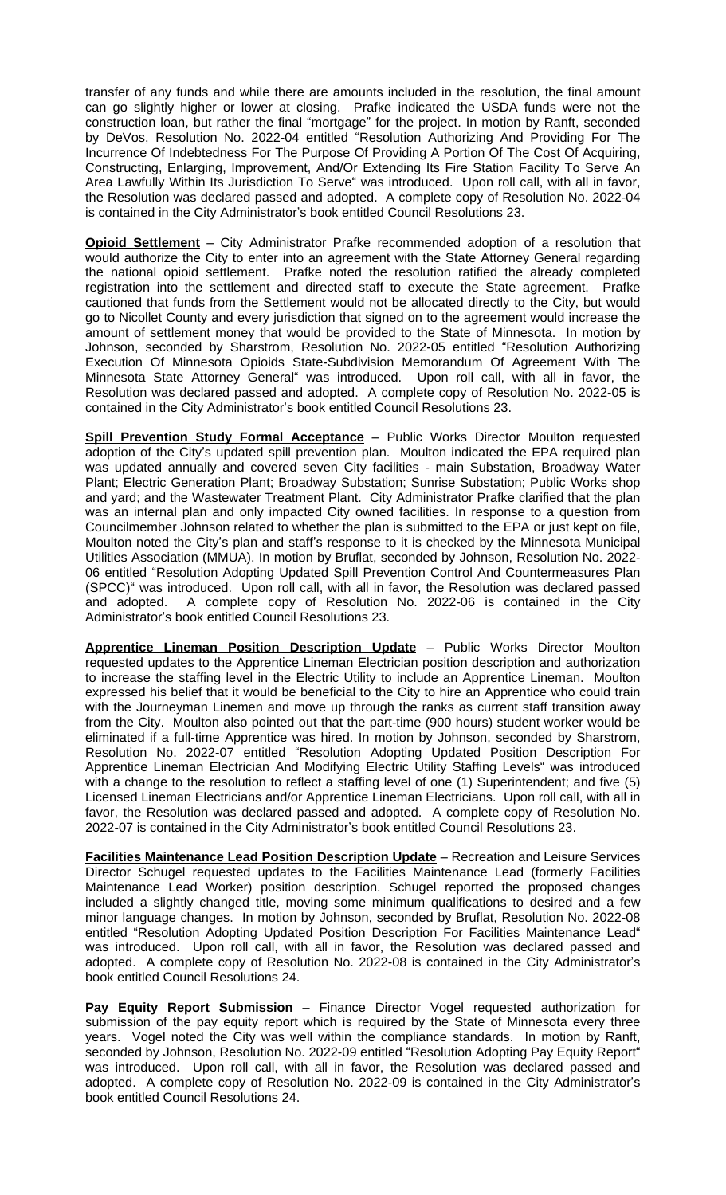transfer of any funds and while there are amounts included in the resolution, the final amount can go slightly higher or lower at closing. Prafke indicated the USDA funds were not the construction loan, but rather the final "mortgage" for the project. In motion by Ranft, seconded by DeVos, Resolution No. 2022-04 entitled "Resolution Authorizing And Providing For The Incurrence Of Indebtedness For The Purpose Of Providing A Portion Of The Cost Of Acquiring, Constructing, Enlarging, Improvement, And/Or Extending Its Fire Station Facility To Serve An Area Lawfully Within Its Jurisdiction To Serve" was introduced. Upon roll call, with all in favor, the Resolution was declared passed and adopted. A complete copy of Resolution No. 2022-04 is contained in the City Administrator's book entitled Council Resolutions 23.

**Opioid Settlement** – City Administrator Prafke recommended adoption of a resolution that would authorize the City to enter into an agreement with the State Attorney General regarding the national opioid settlement. Prafke noted the resolution ratified the already completed registration into the settlement and directed staff to execute the State agreement. Prafke cautioned that funds from the Settlement would not be allocated directly to the City, but would go to Nicollet County and every jurisdiction that signed on to the agreement would increase the amount of settlement money that would be provided to the State of Minnesota. In motion by Johnson, seconded by Sharstrom, Resolution No. 2022-05 entitled "Resolution Authorizing Execution Of Minnesota Opioids State-Subdivision Memorandum Of Agreement With The Minnesota State Attorney General" was introduced. Upon roll call, with all in favor, the Resolution was declared passed and adopted. A complete copy of Resolution No. 2022-05 is contained in the City Administrator's book entitled Council Resolutions 23.

**Spill Prevention Study Formal Acceptance** – Public Works Director Moulton requested adoption of the City's updated spill prevention plan. Moulton indicated the EPA required plan was updated annually and covered seven City facilities - main Substation, Broadway Water Plant; Electric Generation Plant; Broadway Substation; Sunrise Substation; Public Works shop and yard; and the Wastewater Treatment Plant. City Administrator Prafke clarified that the plan was an internal plan and only impacted City owned facilities. In response to a question from Councilmember Johnson related to whether the plan is submitted to the EPA or just kept on file, Moulton noted the City's plan and staff's response to it is checked by the Minnesota Municipal Utilities Association (MMUA). In motion by Bruflat, seconded by Johnson, Resolution No. 2022-06 entitled "Resolution Adopting Updated Spill Prevention Control And Countermeasures Plan (SPCC)" was introduced. Upon roll call, with all in favor, the Resolution was declared passed and adopted. A complete copy of Resolution No. 2022-06 is contained in the City Administrator's book entitled Council Resolutions 23.

**Apprentice Lineman Position Description Update** – Public Works Director Moulton requested updates to the Apprentice Lineman Electrician position description and authorization to increase the staffing level in the Electric Utility to include an Apprentice Lineman. Moulton expressed his belief that it would be beneficial to the City to hire an Apprentice who could train with the Journeyman Linemen and move up through the ranks as current staff transition away from the City. Moulton also pointed out that the part-time (900 hours) student worker would be eliminated if a full-time Apprentice was hired. In motion by Johnson, seconded by Sharstrom, Resolution No. 2022-07 entitled "Resolution Adopting Updated Position Description For Apprentice Lineman Electrician And Modifying Electric Utility Staffing Levels" was introduced with a change to the resolution to reflect a staffing level of one (1) Superintendent; and five (5) Licensed Lineman Electricians and/or Apprentice Lineman Electricians. Upon roll call, with all in favor, the Resolution was declared passed and adopted. A complete copy of Resolution No. 2022-07 is contained in the City Administrator's book entitled Council Resolutions 23.

**Facilities Maintenance Lead Position Description Update** – Recreation and Leisure Services Director Schugel requested updates to the Facilities Maintenance Lead (formerly Facilities Maintenance Lead Worker) position description. Schugel reported the proposed changes included a slightly changed title, moving some minimum qualifications to desired and a few minor language changes. In motion by Johnson, seconded by Bruflat, Resolution No. 2022-08 entitled "Resolution Adopting Updated Position Description For Facilities Maintenance Lead" was introduced. Upon roll call, with all in favor, the Resolution was declared passed and adopted. A complete copy of Resolution No. 2022-08 is contained in the City Administrator's book entitled Council Resolutions 24.

**Pay Equity Report Submission** – Finance Director Vogel requested authorization for submission of the pay equity report which is required by the State of Minnesota every three years. Vogel noted the City was well within the compliance standards. In motion by Ranft, seconded by Johnson, Resolution No. 2022-09 entitled "Resolution Adopting Pay Equity Report" was introduced. Upon roll call, with all in favor, the Resolution was declared passed and adopted. A complete copy of Resolution No. 2022-09 is contained in the City Administrator's book entitled Council Resolutions 24.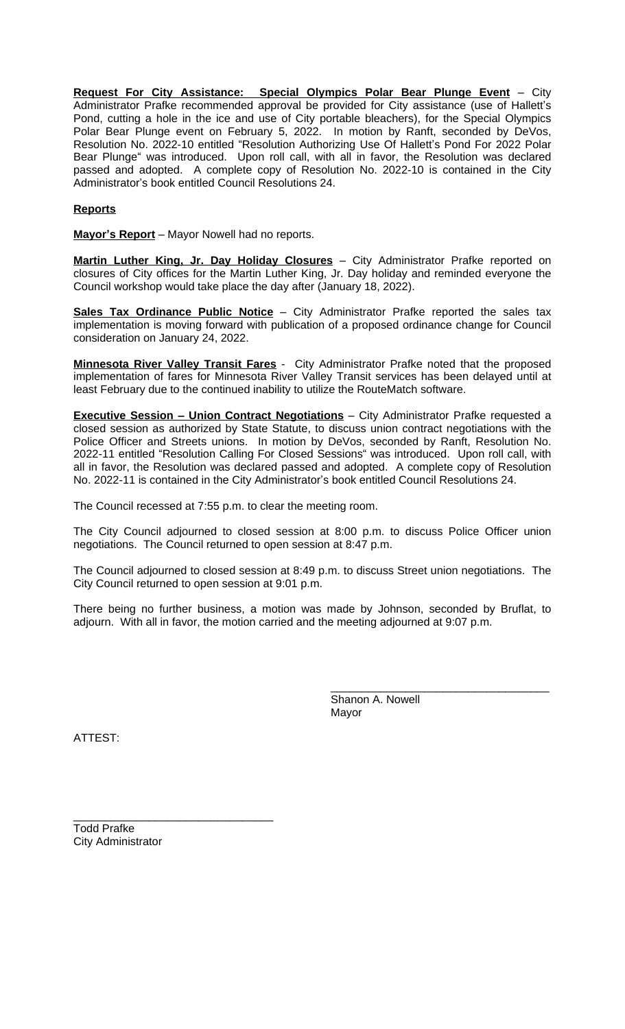**Request For City Assistance: Special Olympics Polar Bear Plunge Event** – City Administrator Prafke recommended approval be provided for City assistance (use of Hallett's Pond, cutting a hole in the ice and use of City portable bleachers), for the Special Olympics Polar Bear Plunge event on February 5, 2022. In motion by Ranft, seconded by DeVos, Resolution No. 2022-10 entitled "Resolution Authorizing Use Of Hallett's Pond For 2022 Polar Bear Plunge" was introduced. Upon roll call, with all in favor, the Resolution was declared passed and adopted. A complete copy of Resolution No. 2022-10 is contained in the City Administrator's book entitled Council Resolutions 24.

**Reports**

**Mayor's Report** – Mayor Nowell had no reports.

**Martin Luther King, Jr. Day Holiday Closures** – City Administrator Prafke reported on closures of City offices for the Martin Luther King, Jr. Day holiday and reminded everyone the Council workshop would take place the day after (January 18, 2022).

**Sales Tax Ordinance Public Notice** – City Administrator Prafke reported the sales tax implementation is moving forward with publication of a proposed ordinance change for Council consideration on January 24, 2022.

**Minnesota River Valley Transit Fares** - City Administrator Prafke noted that the proposed implementation of fares for Minnesota River Valley Transit services has been delayed until at least February due to the continued inability to utilize the RouteMatch software.

**Executive Session – Union Contract Negotiations** – City Administrator Prafke requested a closed session as authorized by State Statute, to discuss union contract negotiations with the Police Officer and Streets unions. In motion by DeVos, seconded by Ranft, Resolution No. 2022-11 entitled "Resolution Calling For Closed Sessions" was introduced. Upon roll call, with all in favor, the Resolution was declared passed and adopted. A complete copy of Resolution No. 2022-11 is contained in the City Administrator's book entitled Council Resolutions 24.

The Council recessed at 7:55 p.m. to clear the meeting room.

The City Council adjourned to closed session at 8:00 p.m. to discuss Police Officer union negotiations. The Council returned to open session at 8:47 p.m.

The Council adjourned to closed session at 8:49 p.m. to discuss Street union negotiations. The City Council returned to open session at 9:01 p.m.

There being no further business, a motion was made by Johnson, seconded by Bruflat, to adjourn. With all in favor, the motion carried and the meeting adjourned at 9:07 p.m.

\_\_\_\_\_\_\_\_\_\_\_\_\_\_\_\_\_\_\_\_\_\_\_\_\_\_\_\_\_\_\_\_\_\_\_
Shanon A. Nowell
Mayor

ATTEST:

\_\_\_\_\_\_\_\_\_\_\_\_\_\_\_\_\_\_\_\_\_\_\_\_\_\_\_\_\_\_\_\_\_\_\_
Todd Prafke
City Administrator